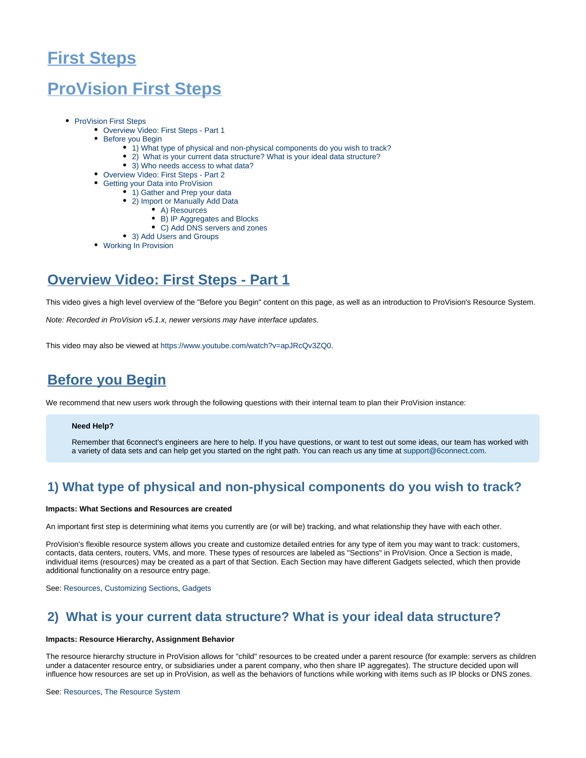# First Steps

# ProVision First Steps

- ProVision First Steps
  - Overview Video: First Steps - Part 1
  - Before you Begin
    - 1) What type of physical and non-physical components do you wish to track?
    - 2) What is your current data structure? What is your ideal data structure?
    - 3) Who needs access to what data?
  - Overview Video: First Steps - Part 2
  - Getting your Data into ProVision
    - 1) Gather and Prep your data
    - 2) Import or Manually Add Data
      - A) Resources
      - B) IP Aggregates and Blocks
      - C) Add DNS servers and zones
    - 3) Add Users and Groups
  - Working In Provision

## Overview Video: First Steps - Part 1

This video gives a high level overview of the "Before you Begin" content on this page, as well as an introduction to ProVision's Resource System.

*Note: Recorded in ProVision v5.1.x, newer versions may have interface updates.*

This video may also be viewed at https://www.youtube.com/watch?v=apJRcQv3ZQ0.

## Before you Begin

We recommend that new users work through the following questions with their internal team to plan their ProVision instance:

> **Need Help?**
>
> Remember that 6connect's engineers are here to help. If you have questions, or want to test out some ideas, our team has worked with a variety of data sets and can help get you started on the right path. You can reach us any time at support@6connect.com.

### 1) What type of physical and non-physical components do you wish to track?

**Impacts: What Sections and Resources are created**

An important first step is determining what items you currently are (or will be) tracking, and what relationship they have with each other.

ProVision's flexible resource system allows you create and customize detailed entries for any type of item you may want to track: customers, contacts, data centers, routers, VMs, and more. These types of resources are labeled as "Sections" in ProVision. Once a Section is made, individual items (resources) may be created as a part of that Section. Each Section may have different Gadgets selected, which then provide additional functionality on a resource entry page.

See: Resources, Customizing Sections, Gadgets

### 2) What is your current data structure? What is your ideal data structure?

**Impacts: Resource Hierarchy, Assignment Behavior**

The resource hierarchy structure in ProVision allows for "child" resources to be created under a parent resource (for example: servers as children under a datacenter resource entry, or subsidiaries under a parent company, who then share IP aggregates). The structure decided upon will influence how resources are set up in ProVision, as well as the behaviors of functions while working with items such as IP blocks or DNS zones.

See: Resources, The Resource System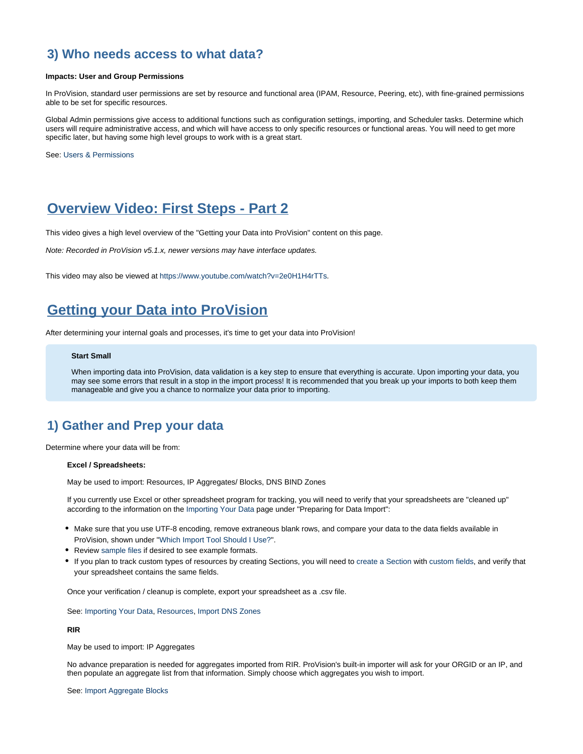## 3) Who needs access to what data?

**Impacts: User and Group Permissions**

In ProVision, standard user permissions are set by resource and functional area (IPAM, Resource, Peering, etc), with fine-grained permissions able to be set for specific resources.

Global Admin permissions give access to additional functions such as configuration settings, importing, and Scheduler tasks. Determine which users will require administrative access, and which will have access to only specific resources or functional areas. You will need to get more specific later, but having some high level groups to work with is a great start.

See: Users & Permissions

# Overview Video: First Steps - Part 2

This video gives a high level overview of the "Getting your Data into ProVision" content on this page.

*Note: Recorded in ProVision v5.1.x, newer versions may have interface updates.*

This video may also be viewed at https://www.youtube.com/watch?v=2e0H1H4rTTs.

# Getting your Data into ProVision

After determining your internal goals and processes, it's time to get your data into ProVision!

> **Start Small**
>
> When importing data into ProVision, data validation is a key step to ensure that everything is accurate. Upon importing your data, you may see some errors that result in a stop in the import process! It is recommended that you break up your imports to both keep them manageable and give you a chance to normalize your data prior to importing.

## 1) Gather and Prep your data

Determine where your data will be from:

**Excel / Spreadsheets:**

May be used to import: Resources, IP Aggregates/ Blocks, DNS BIND Zones

If you currently use Excel or other spreadsheet program for tracking, you will need to verify that your spreadsheets are "cleaned up" according to the information on the Importing Your Data page under "Preparing for Data Import":

- Make sure that you use UTF-8 encoding, remove extraneous blank rows, and compare your data to the data fields available in ProVision, shown under "Which Import Tool Should I Use?".
- Review sample files if desired to see example formats.
- If you plan to track custom types of resources by creating Sections, you will need to create a Section with custom fields, and verify that your spreadsheet contains the same fields.

Once your verification / cleanup is complete, export your spreadsheet as a .csv file.

See: Importing Your Data, Resources, Import DNS Zones

**RIR**

May be used to import: IP Aggregates

No advance preparation is needed for aggregates imported from RIR. ProVision's built-in importer will ask for your ORGID or an IP, and then populate an aggregate list from that information. Simply choose which aggregates you wish to import.

See: Import Aggregate Blocks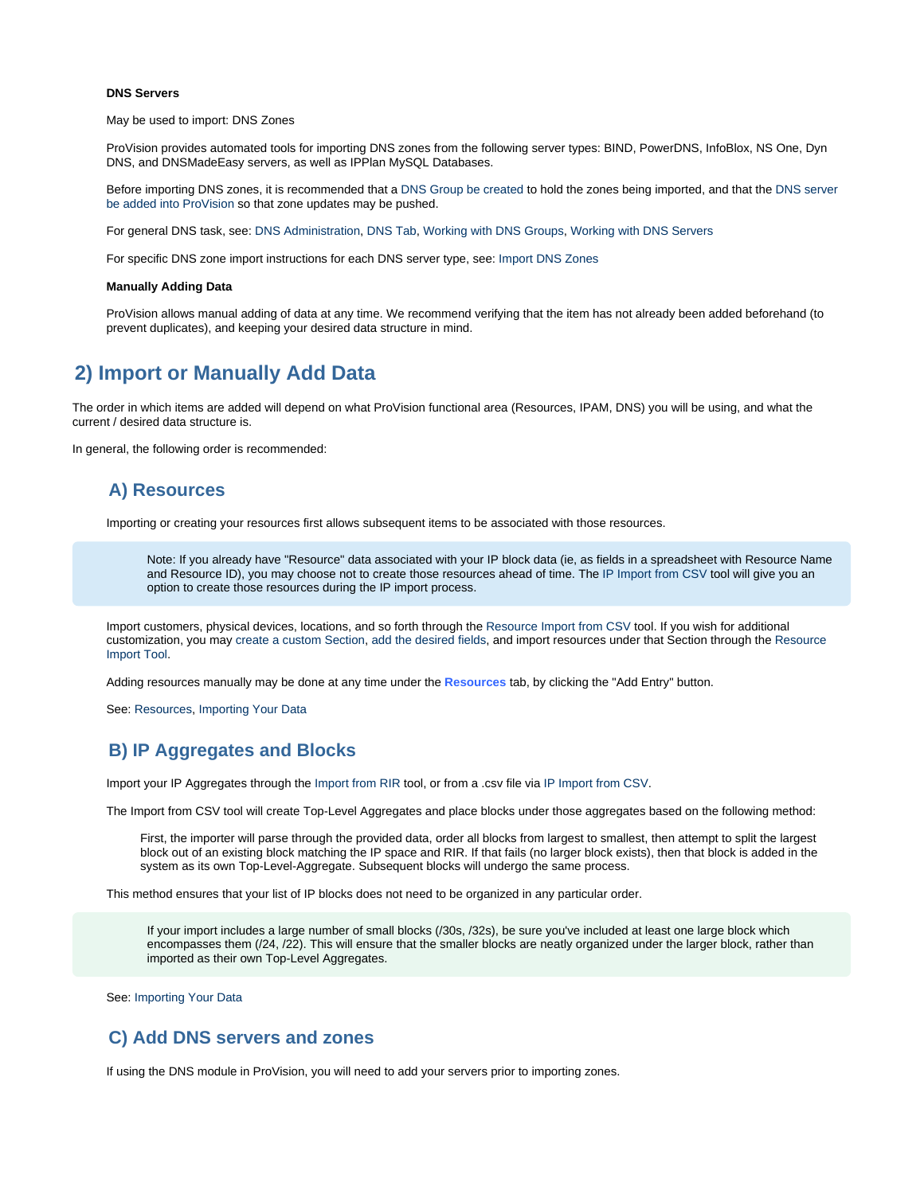**DNS Servers**

May be used to import: DNS Zones

ProVision provides automated tools for importing DNS zones from the following server types: BIND, PowerDNS, InfoBlox, NS One, Dyn DNS, and DNSMadeEasy servers, as well as IPPlan MySQL Databases.

Before importing DNS zones, it is recommended that a DNS Group be created to hold the zones being imported, and that the DNS server be added into ProVision so that zone updates may be pushed.

For general DNS task, see: DNS Administration, DNS Tab, Working with DNS Groups, Working with DNS Servers

For specific DNS zone import instructions for each DNS server type, see: Import DNS Zones

**Manually Adding Data**

ProVision allows manual adding of data at any time. We recommend verifying that the item has not already been added beforehand (to prevent duplicates), and keeping your desired data structure in mind.

## 2) Import or Manually Add Data

The order in which items are added will depend on what ProVision functional area (Resources, IPAM, DNS) you will be using, and what the current / desired data structure is.

In general, the following order is recommended:

### A) Resources

Importing or creating your resources first allows subsequent items to be associated with those resources.

> Note: If you already have "Resource" data associated with your IP block data (ie, as fields in a spreadsheet with Resource Name and Resource ID), you may choose not to create those resources ahead of time. The IP Import from CSV tool will give you an option to create those resources during the IP import process.

Import customers, physical devices, locations, and so forth through the Resource Import from CSV tool. If you wish for additional customization, you may create a custom Section, add the desired fields, and import resources under that Section through the Resource Import Tool.

Adding resources manually may be done at any time under the **Resources** tab, by clicking the "Add Entry" button.

See: Resources, Importing Your Data

### B) IP Aggregates and Blocks

Import your IP Aggregates through the Import from RIR tool, or from a .csv file via IP Import from CSV.

The Import from CSV tool will create Top-Level Aggregates and place blocks under those aggregates based on the following method:

> First, the importer will parse through the provided data, order all blocks from largest to smallest, then attempt to split the largest block out of an existing block matching the IP space and RIR. If that fails (no larger block exists), then that block is added in the system as its own Top-Level-Aggregate. Subsequent blocks will undergo the same process.

This method ensures that your list of IP blocks does not need to be organized in any particular order.

> If your import includes a large number of small blocks (/30s, /32s), be sure you've included at least one large block which encompasses them (/24, /22). This will ensure that the smaller blocks are neatly organized under the larger block, rather than imported as their own Top-Level Aggregates.

See: Importing Your Data

### C) Add DNS servers and zones

If using the DNS module in ProVision, you will need to add your servers prior to importing zones.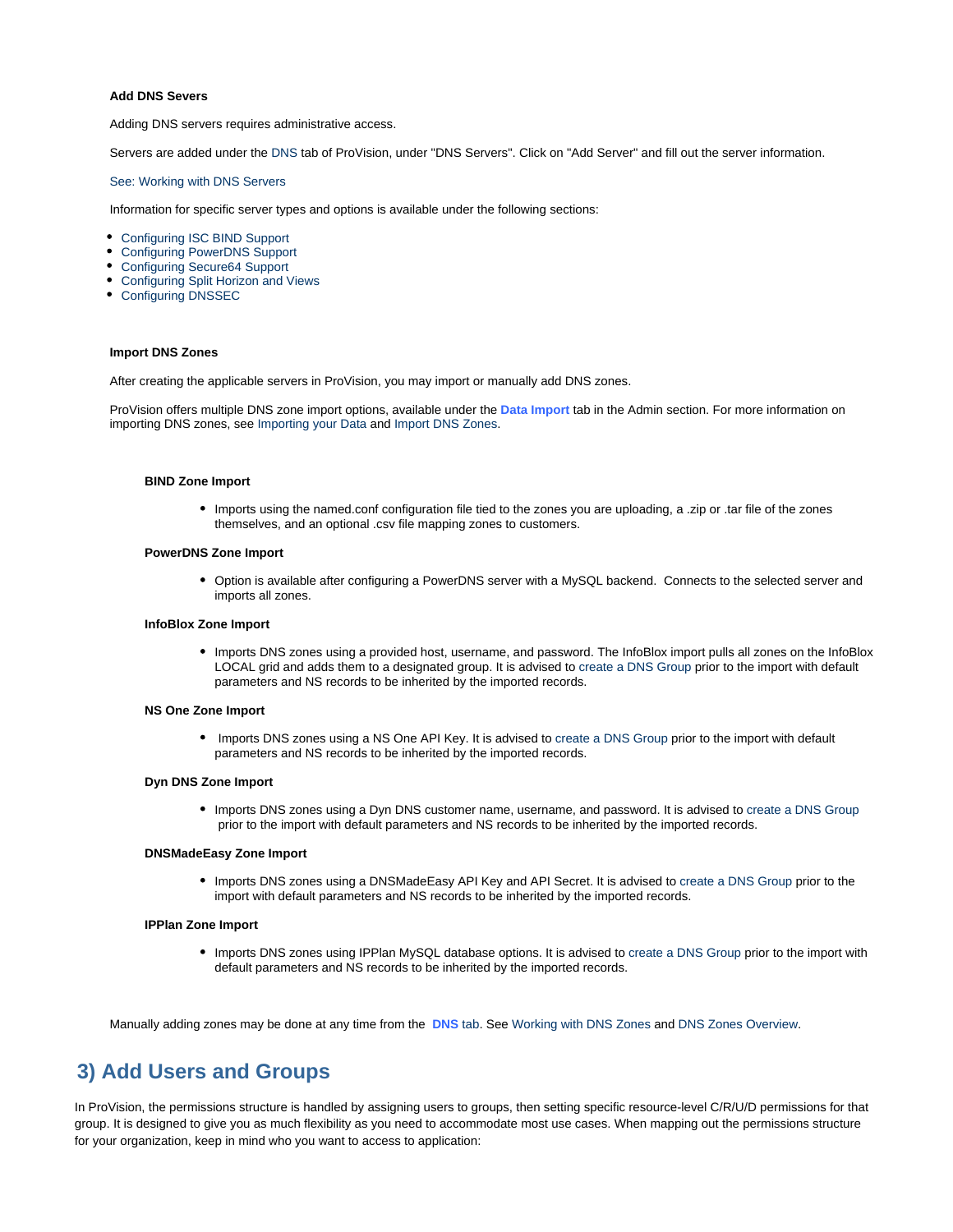#### Add DNS Severs

Adding DNS servers requires administrative access.

Servers are added under the DNS tab of ProVision, under "DNS Servers". Click on "Add Server" and fill out the server information.

See: Working with DNS Servers

Information for specific server types and options is available under the following sections:

- Configuring ISC BIND Support
- Configuring PowerDNS Support
- Configuring Secure64 Support
- Configuring Split Horizon and Views
- Configuring DNSSEC

#### Import DNS Zones

After creating the applicable servers in ProVision, you may import or manually add DNS zones.

ProVision offers multiple DNS zone import options, available under the **Data Import** tab in the Admin section. For more information on importing DNS zones, see Importing your Data and Import DNS Zones.

##### BIND Zone Import

- Imports using the named.conf configuration file tied to the zones you are uploading, a .zip or .tar file of the zones themselves, and an optional .csv file mapping zones to customers.

##### PowerDNS Zone Import

- Option is available after configuring a PowerDNS server with a MySQL backend. Connects to the selected server and imports all zones.

##### InfoBlox Zone Import

- Imports DNS zones using a provided host, username, and password. The InfoBlox import pulls all zones on the InfoBlox LOCAL grid and adds them to a designated group. It is advised to create a DNS Group prior to the import with default parameters and NS records to be inherited by the imported records.

##### NS One Zone Import

- Imports DNS zones using a NS One API Key. It is advised to create a DNS Group prior to the import with default parameters and NS records to be inherited by the imported records.

##### Dyn DNS Zone Import

- Imports DNS zones using a Dyn DNS customer name, username, and password. It is advised to create a DNS Group prior to the import with default parameters and NS records to be inherited by the imported records.

##### DNSMadeEasy Zone Import

- Imports DNS zones using a DNSMadeEasy API Key and API Secret. It is advised to create a DNS Group prior to the import with default parameters and NS records to be inherited by the imported records.

##### IPPlan Zone Import

- Imports DNS zones using IPPlan MySQL database options. It is advised to create a DNS Group prior to the import with default parameters and NS records to be inherited by the imported records.

Manually adding zones may be done at any time from the **DNS** tab. See Working with DNS Zones and DNS Zones Overview.

## 3) Add Users and Groups

In ProVision, the permissions structure is handled by assigning users to groups, then setting specific resource-level C/R/U/D permissions for that group. It is designed to give you as much flexibility as you need to accommodate most use cases. When mapping out the permissions structure for your organization, keep in mind who you want to access to application: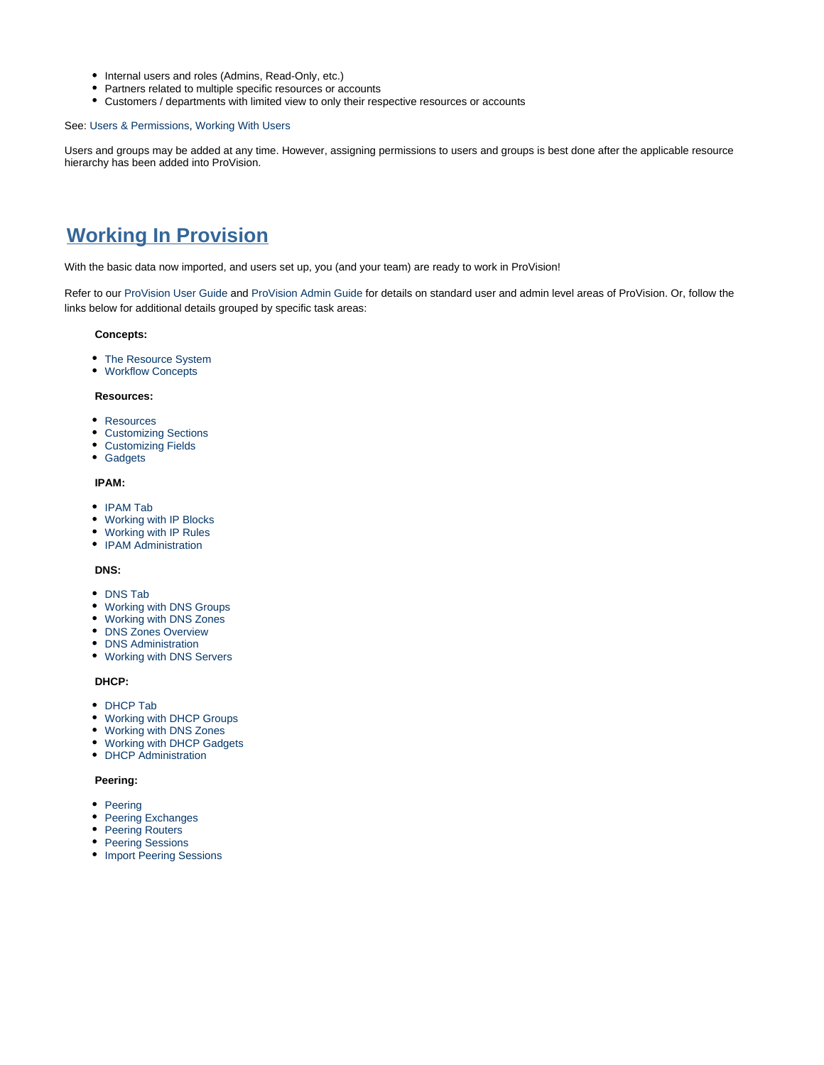- Internal users and roles (Admins, Read-Only, etc.)
- Partners related to multiple specific resources or accounts
- Customers / departments with limited view to only their respective resources or accounts

See: Users & Permissions, Working With Users

Users and groups may be added at any time. However, assigning permissions to users and groups is best done after the applicable resource hierarchy has been added into ProVision.

# Working In Provision

With the basic data now imported, and users set up, you (and your team) are ready to work in ProVision!

Refer to our ProVision User Guide and ProVision Admin Guide for details on standard user and admin level areas of ProVision. Or, follow the links below for additional details grouped by specific task areas:

**Concepts:**

- The Resource System
- Workflow Concepts

**Resources:**

- Resources
- Customizing Sections
- Customizing Fields
- Gadgets

**IPAM:**

- IPAM Tab
- Working with IP Blocks
- Working with IP Rules
- IPAM Administration

**DNS:**

- DNS Tab
- Working with DNS Groups
- Working with DNS Zones
- DNS Zones Overview
- DNS Administration
- Working with DNS Servers

**DHCP:**

- DHCP Tab
- Working with DHCP Groups
- Working with DNS Zones
- Working with DHCP Gadgets
- DHCP Administration

**Peering:**

- Peering
- Peering Exchanges
- Peering Routers
- Peering Sessions
- Import Peering Sessions